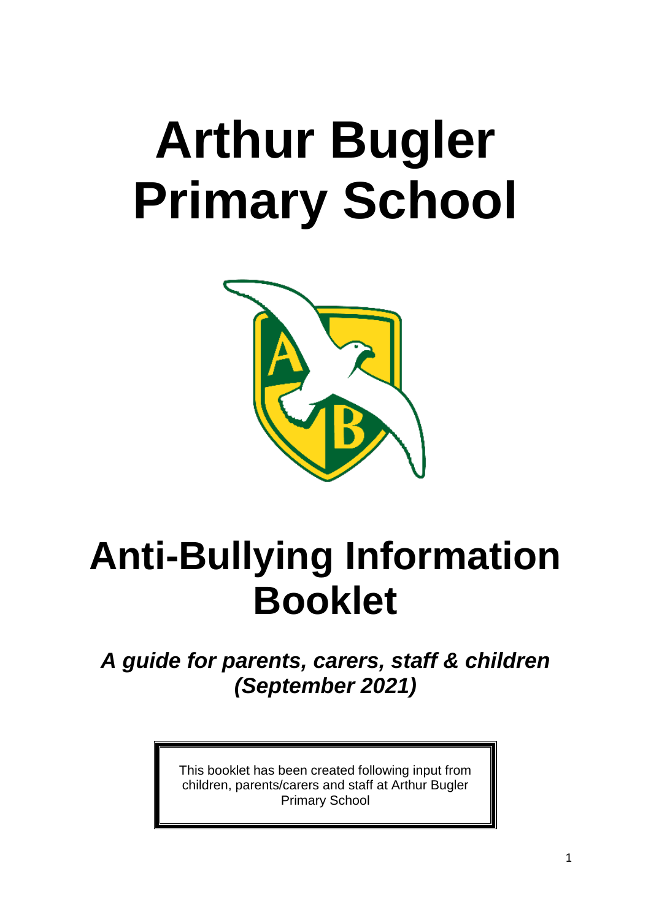# Arthur Bugler Primary School

# Anti-Bullying Information Booklet

***A guide for parents, carers, staff & children (September 2021)***

This booklet has been created following input from children, parents/carers and staff at Arthur Bugler Primary School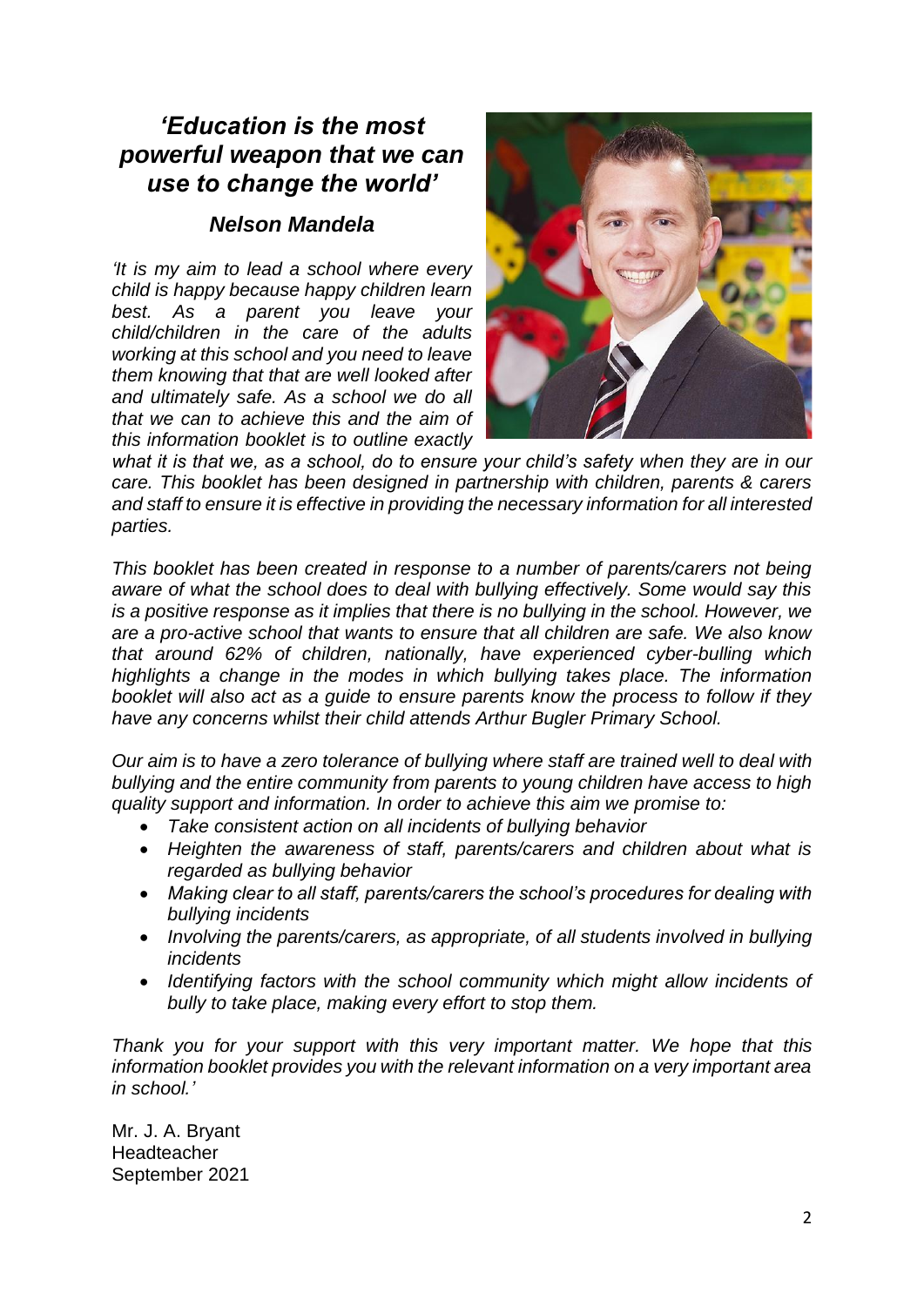## *'Education is the most powerful weapon that we can use to change the world'*

### *Nelson Mandela*

*'It is my aim to lead a school where every child is happy because happy children learn best. As a parent you leave your child/children in the care of the adults working at this school and you need to leave them knowing that that are well looked after and ultimately safe. As a school we do all that we can to achieve this and the aim of this information booklet is to outline exactly what it is that we, as a school, do to ensure your child's safety when they are in our care. This booklet has been designed in partnership with children, parents & carers and staff to ensure it is effective in providing the necessary information for all interested parties.*

*This booklet has been created in response to a number of parents/carers not being aware of what the school does to deal with bullying effectively. Some would say this is a positive response as it implies that there is no bullying in the school. However, we are a pro-active school that wants to ensure that all children are safe. We also know that around 62% of children, nationally, have experienced cyber-bulling which highlights a change in the modes in which bullying takes place. The information booklet will also act as a guide to ensure parents know the process to follow if they have any concerns whilst their child attends Arthur Bugler Primary School.*

*Our aim is to have a zero tolerance of bullying where staff are trained well to deal with bullying and the entire community from parents to young children have access to high quality support and information. In order to achieve this aim we promise to:*

- *Take consistent action on all incidents of bullying behavior*
- *Heighten the awareness of staff, parents/carers and children about what is regarded as bullying behavior*
- *Making clear to all staff, parents/carers the school's procedures for dealing with bullying incidents*
- *Involving the parents/carers, as appropriate, of all students involved in bullying incidents*
- *Identifying factors with the school community which might allow incidents of bully to take place, making every effort to stop them.*

*Thank you for your support with this very important matter. We hope that this information booklet provides you with the relevant information on a very important area in school.'*

Mr. J. A. Bryant
Headteacher
September 2021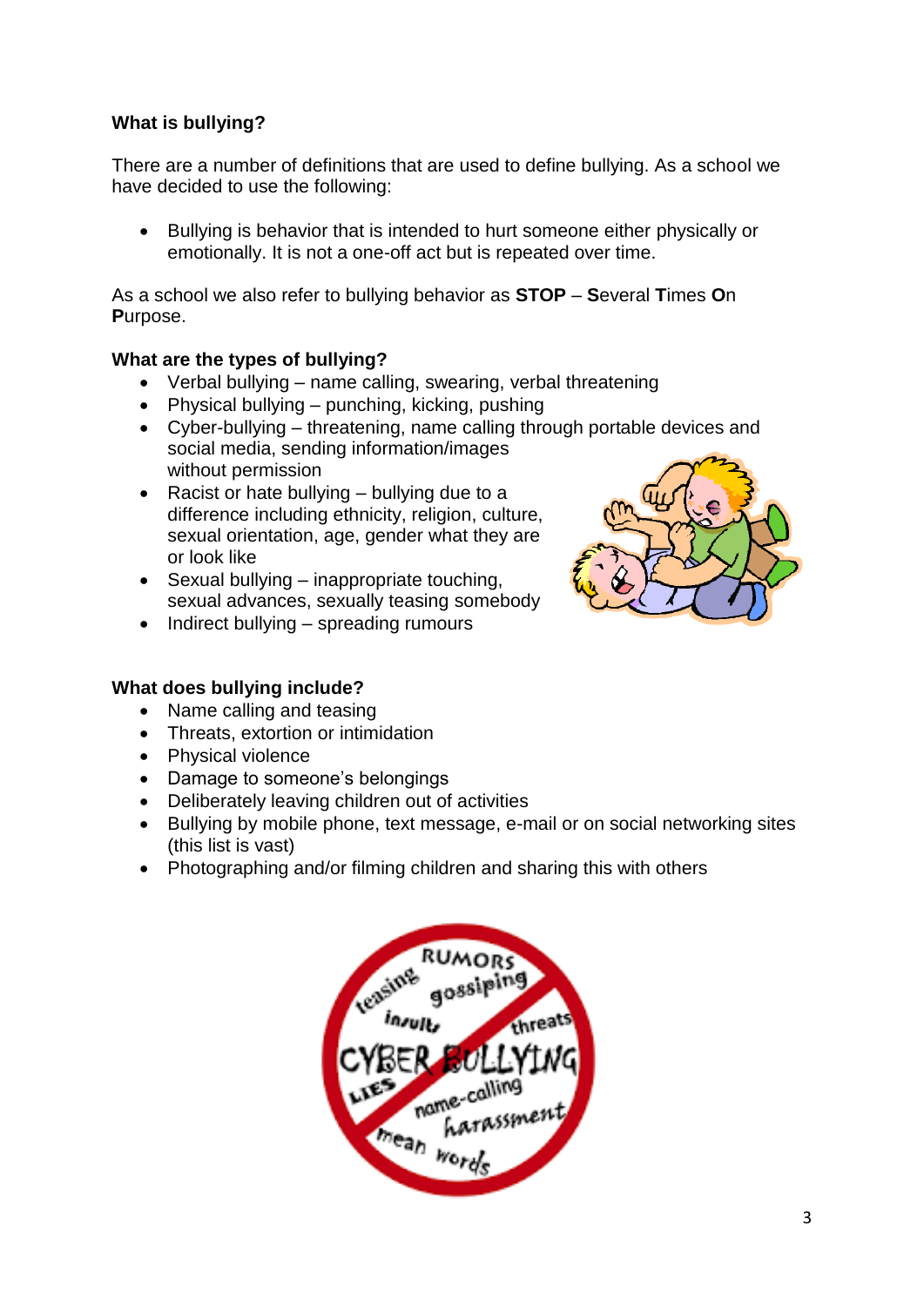### What is bullying?

There are a number of definitions that are used to define bullying. As a school we have decided to use the following:

- Bullying is behavior that is intended to hurt someone either physically or emotionally. It is not a one-off act but is repeated over time.

As a school we also refer to bullying behavior as **STOP** – **S**everal **T**imes **O**n **P**urpose.

### What are the types of bullying?

- Verbal bullying – name calling, swearing, verbal threatening
- Physical bullying – punching, kicking, pushing
- Cyber-bullying – threatening, name calling through portable devices and social media, sending information/images without permission
- Racist or hate bullying – bullying due to a difference including ethnicity, religion, culture, sexual orientation, age, gender what they are or look like
- Sexual bullying – inappropriate touching, sexual advances, sexually teasing somebody
- Indirect bullying – spreading rumours

### What does bullying include?

- Name calling and teasing
- Threats, extortion or intimidation
- Physical violence
- Damage to someone's belongings
- Deliberately leaving children out of activities
- Bullying by mobile phone, text message, e-mail or on social networking sites (this list is vast)
- Photographing and/or filming children and sharing this with others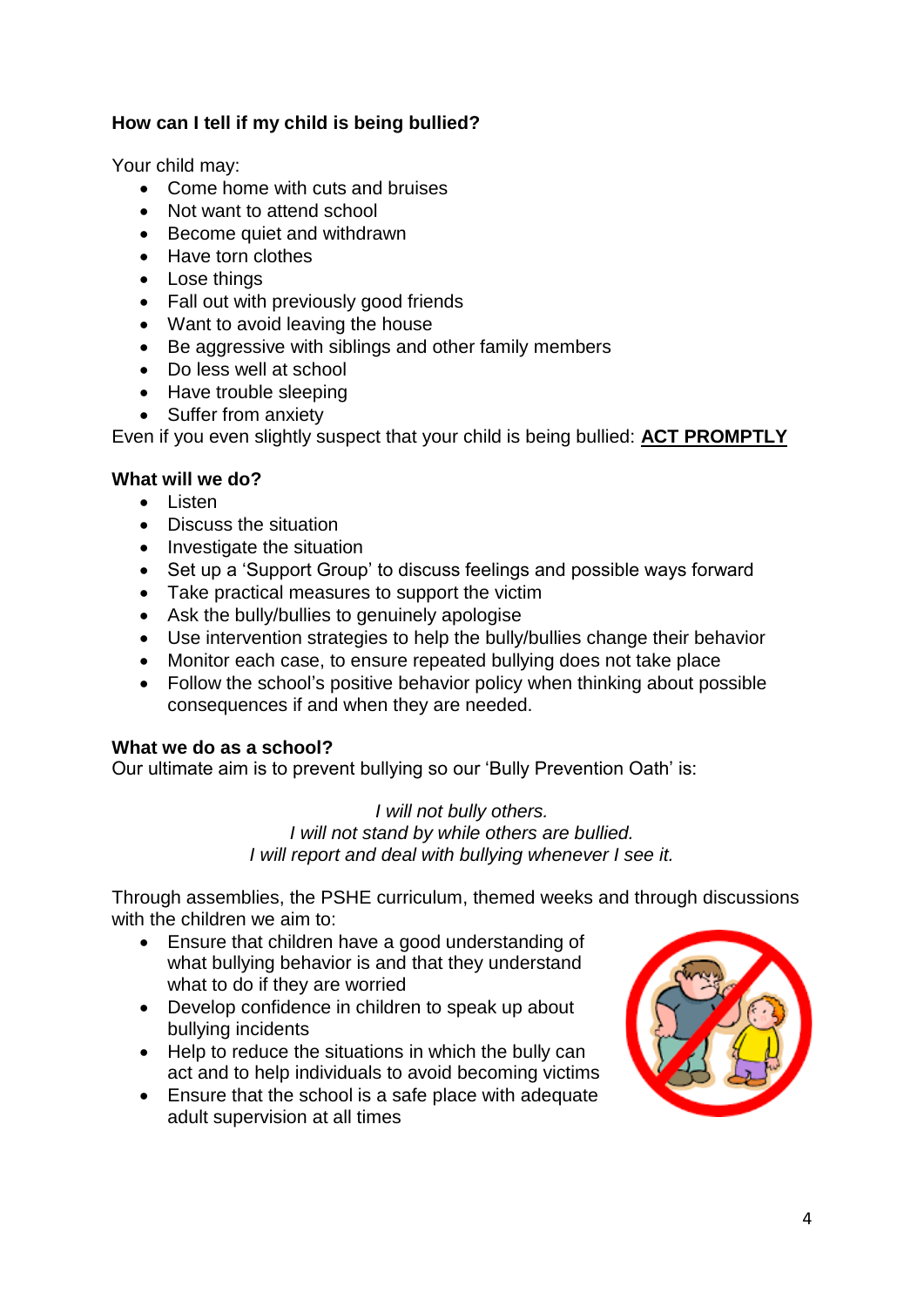**How can I tell if my child is being bullied?**

Your child may:

- Come home with cuts and bruises
- Not want to attend school
- Become quiet and withdrawn
- Have torn clothes
- Lose things
- Fall out with previously good friends
- Want to avoid leaving the house
- Be aggressive with siblings and other family members
- Do less well at school
- Have trouble sleeping
- Suffer from anxiety

Even if you even slightly suspect that your child is being bullied: **ACT PROMPTLY**

**What will we do?**

- Listen
- Discuss the situation
- Investigate the situation
- Set up a 'Support Group' to discuss feelings and possible ways forward
- Take practical measures to support the victim
- Ask the bully/bullies to genuinely apologise
- Use intervention strategies to help the bully/bullies change their behavior
- Monitor each case, to ensure repeated bullying does not take place
- Follow the school's positive behavior policy when thinking about possible consequences if and when they are needed.

**What we do as a school?**

Our ultimate aim is to prevent bullying so our 'Bully Prevention Oath' is:

*I will not bully others.*
*I will not stand by while others are bullied.*
*I will report and deal with bullying whenever I see it.*

Through assemblies, the PSHE curriculum, themed weeks and through discussions with the children we aim to:

- Ensure that children have a good understanding of what bullying behavior is and that they understand what to do if they are worried
- Develop confidence in children to speak up about bullying incidents
- Help to reduce the situations in which the bully can act and to help individuals to avoid becoming victims
- Ensure that the school is a safe place with adequate adult supervision at all times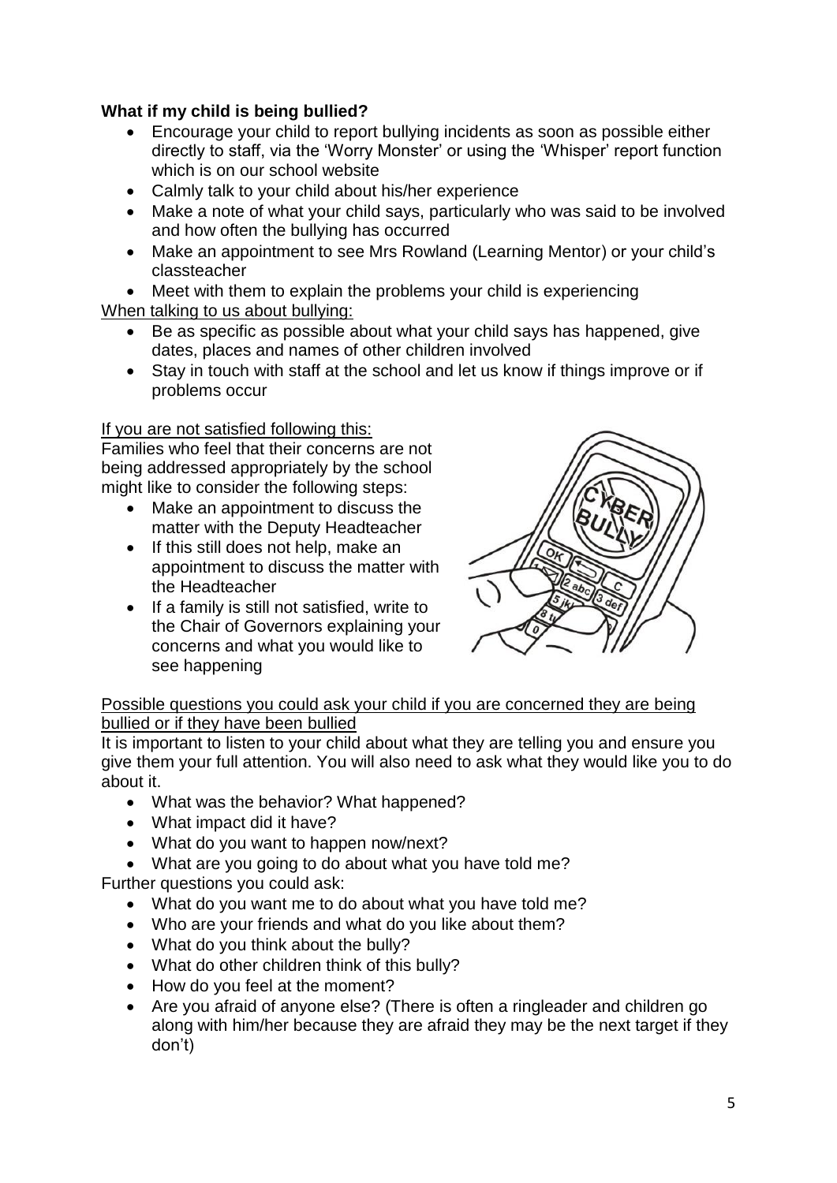**What if my child is being bullied?**

- Encourage your child to report bullying incidents as soon as possible either directly to staff, via the 'Worry Monster' or using the 'Whisper' report function which is on our school website
- Calmly talk to your child about his/her experience
- Make a note of what your child says, particularly who was said to be involved and how often the bullying has occurred
- Make an appointment to see Mrs Rowland (Learning Mentor) or your child's classteacher
- Meet with them to explain the problems your child is experiencing

When talking to us about bullying:

- Be as specific as possible about what your child says has happened, give dates, places and names of other children involved
- Stay in touch with staff at the school and let us know if things improve or if problems occur

If you are not satisfied following this:

Families who feel that their concerns are not being addressed appropriately by the school might like to consider the following steps:

- Make an appointment to discuss the matter with the Deputy Headteacher
- If this still does not help, make an appointment to discuss the matter with the Headteacher
- If a family is still not satisfied, write to the Chair of Governors explaining your concerns and what you would like to see happening

Possible questions you could ask your child if you are concerned they are being bullied or if they have been bullied

It is important to listen to your child about what they are telling you and ensure you give them your full attention. You will also need to ask what they would like you to do about it.

- What was the behavior? What happened?
- What impact did it have?
- What do you want to happen now/next?
- What are you going to do about what you have told me?

Further questions you could ask:

- What do you want me to do about what you have told me?
- Who are your friends and what do you like about them?
- What do you think about the bully?
- What do other children think of this bully?
- How do you feel at the moment?
- Are you afraid of anyone else? (There is often a ringleader and children go along with him/her because they are afraid they may be the next target if they don't)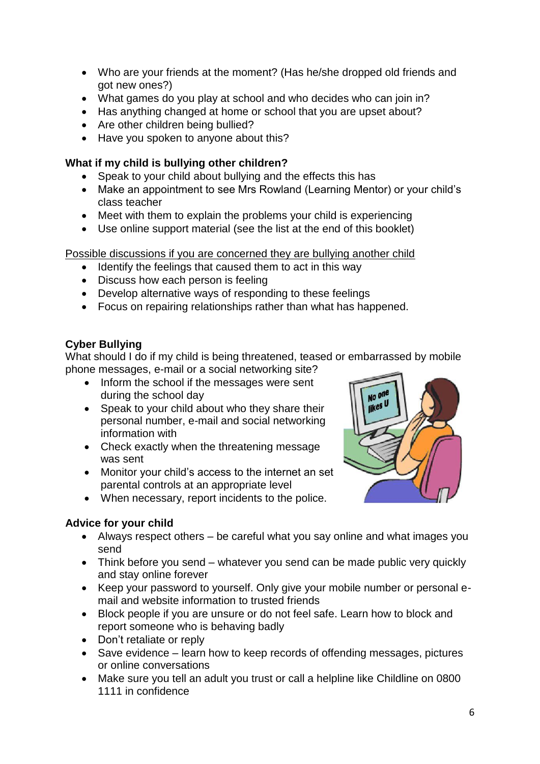- Who are your friends at the moment? (Has he/she dropped old friends and got new ones?)
- What games do you play at school and who decides who can join in?
- Has anything changed at home or school that you are upset about?
- Are other children being bullied?
- Have you spoken to anyone about this?

**What if my child is bullying other children?**

- Speak to your child about bullying and the effects this has
- Make an appointment to see Mrs Rowland (Learning Mentor) or your child's class teacher
- Meet with them to explain the problems your child is experiencing
- Use online support material (see the list at the end of this booklet)

<u>Possible discussions if you are concerned they are bullying another child</u>

- Identify the feelings that caused them to act in this way
- Discuss how each person is feeling
- Develop alternative ways of responding to these feelings
- Focus on repairing relationships rather than what has happened.

**Cyber Bullying**

What should I do if my child is being threatened, teased or embarrassed by mobile phone messages, e-mail or a social networking site?

- Inform the school if the messages were sent during the school day
- Speak to your child about who they share their personal number, e-mail and social networking information with
- Check exactly when the threatening message was sent
- Monitor your child's access to the internet an set parental controls at an appropriate level
- When necessary, report incidents to the police.

**Advice for your child**

- Always respect others – be careful what you say online and what images you send
- Think before you send – whatever you send can be made public very quickly and stay online forever
- Keep your password to yourself. Only give your mobile number or personal e-mail and website information to trusted friends
- Block people if you are unsure or do not feel safe. Learn how to block and report someone who is behaving badly
- Don't retaliate or reply
- Save evidence – learn how to keep records of offending messages, pictures or online conversations
- Make sure you tell an adult you trust or call a helpline like Childline on 0800 1111 in confidence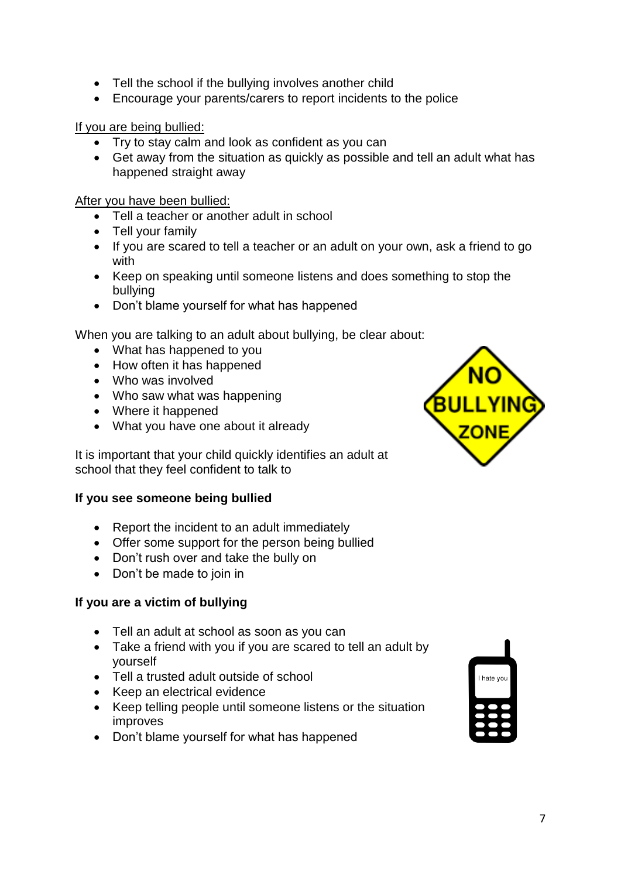- Tell the school if the bullying involves another child
- Encourage your parents/carers to report incidents to the police

If you are being bullied:

- Try to stay calm and look as confident as you can
- Get away from the situation as quickly as possible and tell an adult what has happened straight away

After you have been bullied:

- Tell a teacher or another adult in school
- Tell your family
- If you are scared to tell a teacher or an adult on your own, ask a friend to go with
- Keep on speaking until someone listens and does something to stop the bullying
- Don't blame yourself for what has happened

When you are talking to an adult about bullying, be clear about:

- What has happened to you
- How often it has happened
- Who was involved
- Who saw what was happening
- Where it happened
- What you have one about it already

It is important that your child quickly identifies an adult at school that they feel confident to talk to

**If you see someone being bullied**

- Report the incident to an adult immediately
- Offer some support for the person being bullied
- Don't rush over and take the bully on
- Don't be made to join in

**If you are a victim of bullying**

- Tell an adult at school as soon as you can
- Take a friend with you if you are scared to tell an adult by yourself
- Tell a trusted adult outside of school
- Keep an electrical evidence
- Keep telling people until someone listens or the situation improves
- Don't blame yourself for what has happened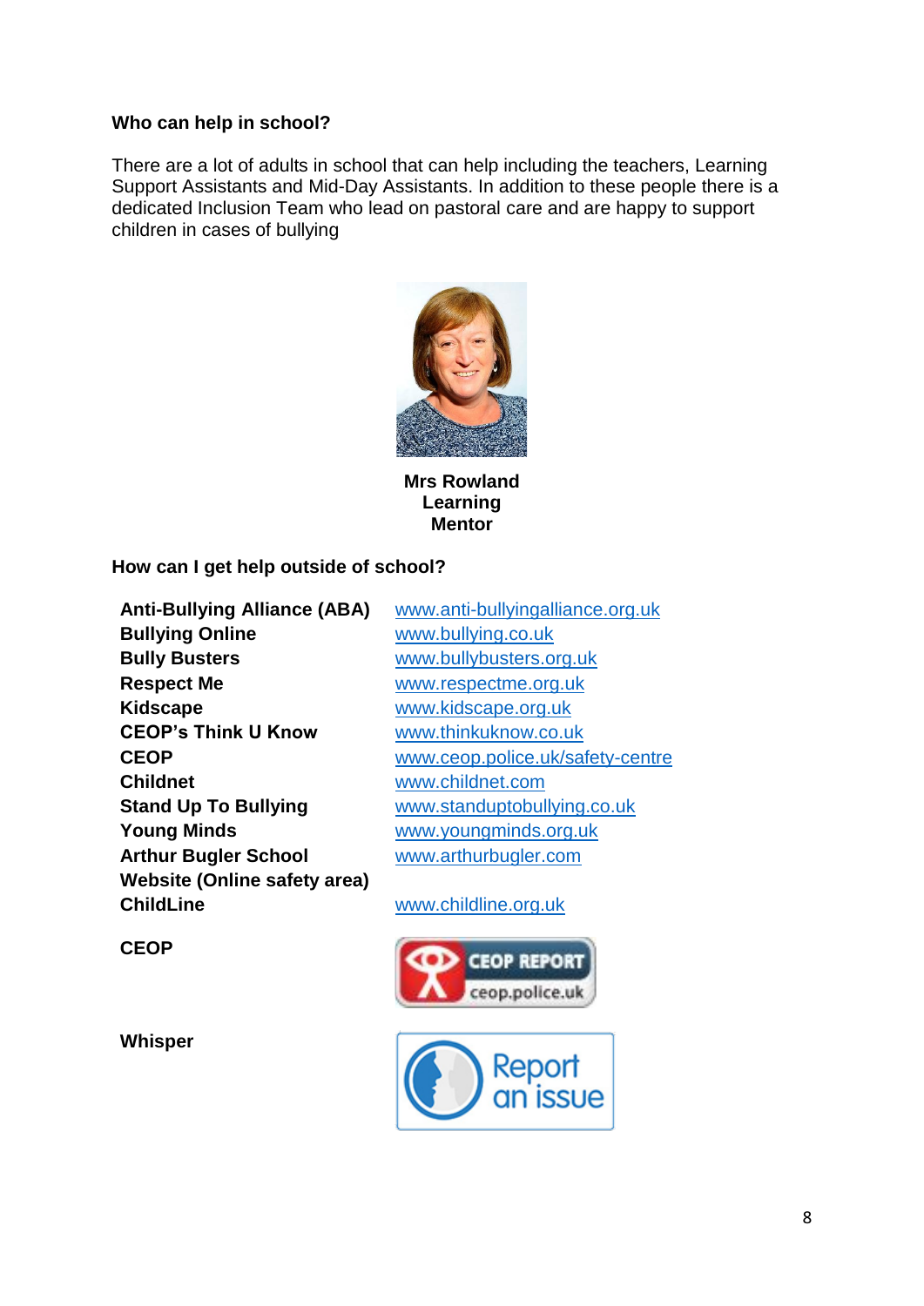**Who can help in school?**

There are a lot of adults in school that can help including the teachers, Learning Support Assistants and Mid-Day Assistants. In addition to these people there is a dedicated Inclusion Team who lead on pastoral care and are happy to support children in cases of bullying

**Mrs Rowland**
**Learning Mentor**

**How can I get help outside of school?**

| | |
|---|---|
| **Anti-Bullying Alliance (ABA)** | www.anti-bullyingalliance.org.uk |
| **Bullying Online** | www.bullying.co.uk |
| **Bully Busters** | www.bullybusters.org.uk |
| **Respect Me** | www.respectme.org.uk |
| **Kidscape** | www.kidscape.org.uk |
| **CEOP's Think U Know** | www.thinkuknow.co.uk |
| **CEOP** | www.ceop.police.uk/safety-centre |
| **Childnet** | www.childnet.com |
| **Stand Up To Bullying** | www.standuptobullying.co.uk |
| **Young Minds** | www.youngminds.org.uk |
| **Arthur Bugler School Website (Online safety area)** | www.arthurbugler.com |
| **ChildLine** | www.childline.org.uk |
| **CEOP** | CEOP REPORT ceop.police.uk |
| **Whisper** | Report an issue |